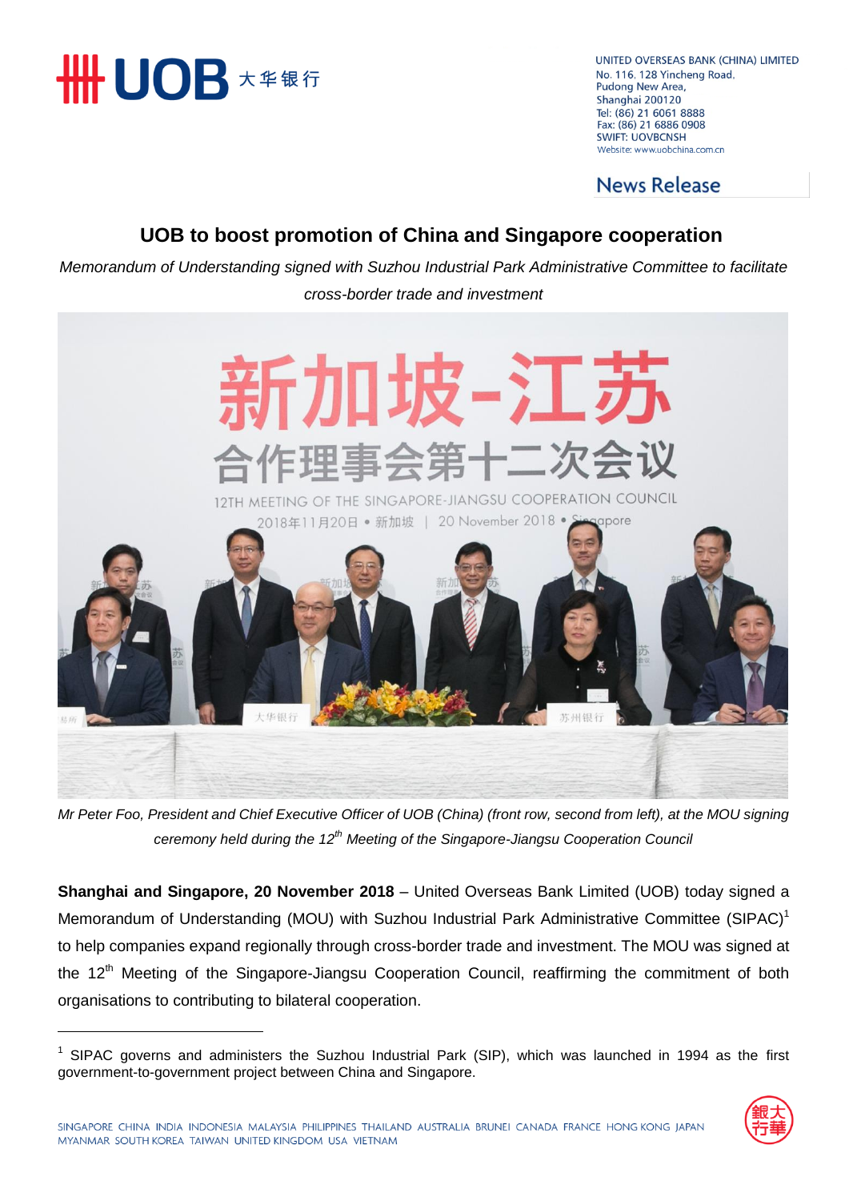UNITED OVERSEAS BANK (CHINA) LIMITED
No. 116, 128 Yincheng Road,
Pudong New Area,
Shanghai 200120
Tel: (86) 21 6061 8888
Fax: (86) 21 6886 0908
SWIFT: UOVBCNSH
Website: www.uobchina.com.cn

**News Release**

# UOB to boost promotion of China and Singapore cooperation

*Memorandum of Understanding signed with Suzhou Industrial Park Administrative Committee to facilitate cross-border trade and investment*

*Mr Peter Foo, President and Chief Executive Officer of UOB (China) (front row, second from left), at the MOU signing ceremony held during the 12th Meeting of the Singapore-Jiangsu Cooperation Council*

**Shanghai and Singapore, 20 November 2018** – United Overseas Bank Limited (UOB) today signed a Memorandum of Understanding (MOU) with Suzhou Industrial Park Administrative Committee (SIPAC)[1] to help companies expand regionally through cross-border trade and investment. The MOU was signed at the 12th Meeting of the Singapore-Jiangsu Cooperation Council, reaffirming the commitment of both organisations to contributing to bilateral cooperation.

[1] SIPAC governs and administers the Suzhou Industrial Park (SIP), which was launched in 1994 as the first government-to-government project between China and Singapore.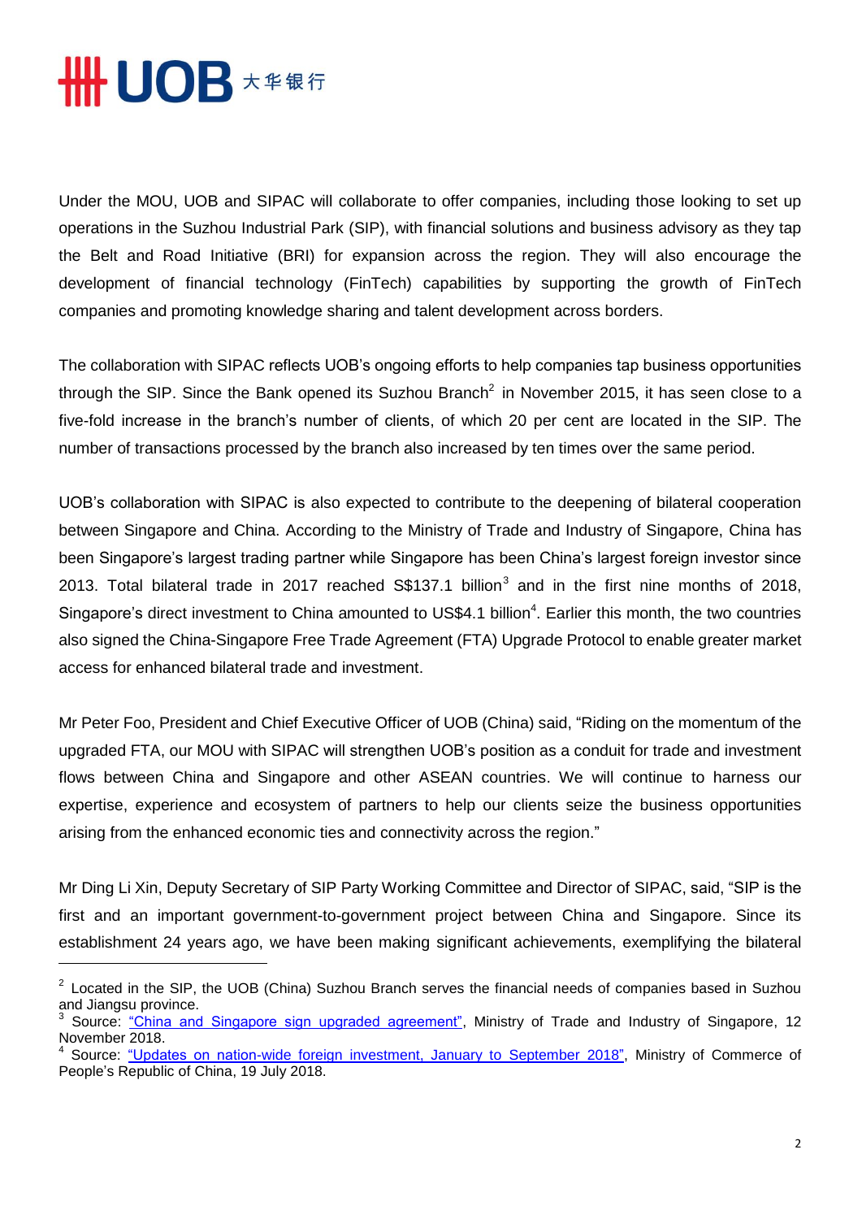Under the MOU, UOB and SIPAC will collaborate to offer companies, including those looking to set up operations in the Suzhou Industrial Park (SIP), with financial solutions and business advisory as they tap the Belt and Road Initiative (BRI) for expansion across the region. They will also encourage the development of financial technology (FinTech) capabilities by supporting the growth of FinTech companies and promoting knowledge sharing and talent development across borders.

The collaboration with SIPAC reflects UOB's ongoing efforts to help companies tap business opportunities through the SIP. Since the Bank opened its Suzhou Branch[2] in November 2015, it has seen close to a five-fold increase in the branch's number of clients, of which 20 per cent are located in the SIP. The number of transactions processed by the branch also increased by ten times over the same period.

UOB's collaboration with SIPAC is also expected to contribute to the deepening of bilateral cooperation between Singapore and China. According to the Ministry of Trade and Industry of Singapore, China has been Singapore's largest trading partner while Singapore has been China's largest foreign investor since 2013. Total bilateral trade in 2017 reached S$137.1 billion[3] and in the first nine months of 2018, Singapore's direct investment to China amounted to US$4.1 billion[4]. Earlier this month, the two countries also signed the China-Singapore Free Trade Agreement (FTA) Upgrade Protocol to enable greater market access for enhanced bilateral trade and investment.

Mr Peter Foo, President and Chief Executive Officer of UOB (China) said, "Riding on the momentum of the upgraded FTA, our MOU with SIPAC will strengthen UOB's position as a conduit for trade and investment flows between China and Singapore and other ASEAN countries. We will continue to harness our expertise, experience and ecosystem of partners to help our clients seize the business opportunities arising from the enhanced economic ties and connectivity across the region."

Mr Ding Li Xin, Deputy Secretary of SIP Party Working Committee and Director of SIPAC, said, "SIP is the first and an important government-to-government project between China and Singapore. Since its establishment 24 years ago, we have been making significant achievements, exemplifying the bilateral

---

[2] Located in the SIP, the UOB (China) Suzhou Branch serves the financial needs of companies based in Suzhou and Jiangsu province.

[3] Source: "China and Singapore sign upgraded agreement", Ministry of Trade and Industry of Singapore, 12 November 2018.

[4] Source: "Updates on nation-wide foreign investment, January to September 2018", Ministry of Commerce of People's Republic of China, 19 July 2018.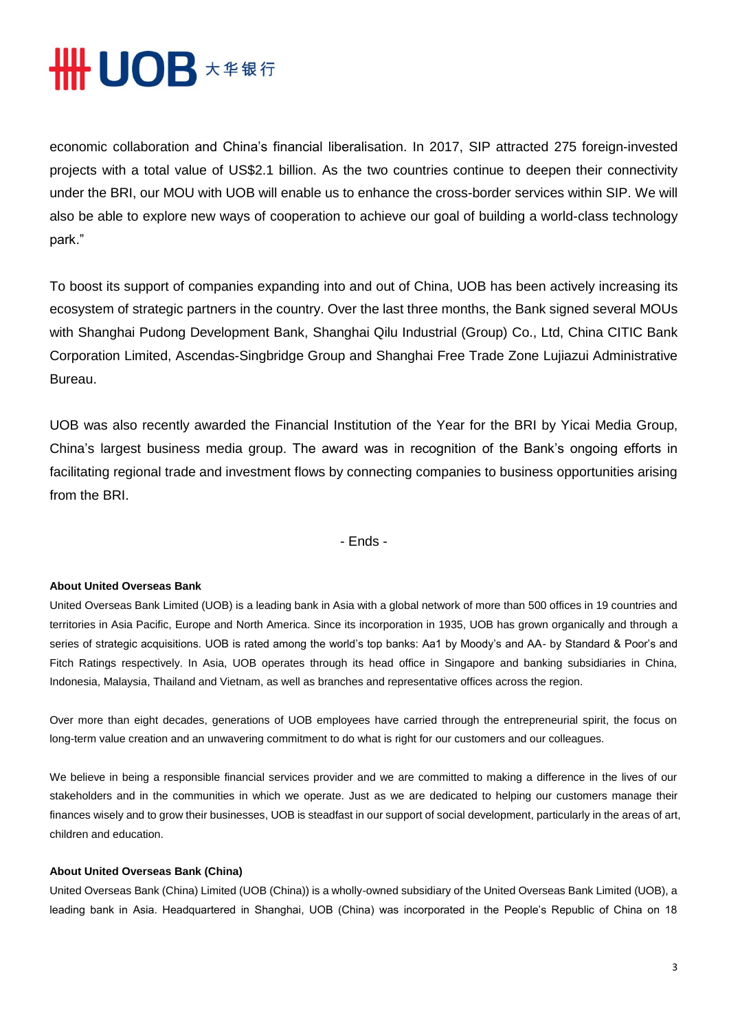economic collaboration and China's financial liberalisation. In 2017, SIP attracted 275 foreign-invested projects with a total value of US$2.1 billion. As the two countries continue to deepen their connectivity under the BRI, our MOU with UOB will enable us to enhance the cross-border services within SIP. We will also be able to explore new ways of cooperation to achieve our goal of building a world-class technology park."

To boost its support of companies expanding into and out of China, UOB has been actively increasing its ecosystem of strategic partners in the country. Over the last three months, the Bank signed several MOUs with Shanghai Pudong Development Bank, Shanghai Qilu Industrial (Group) Co., Ltd, China CITIC Bank Corporation Limited, Ascendas-Singbridge Group and Shanghai Free Trade Zone Lujiazui Administrative Bureau.

UOB was also recently awarded the Financial Institution of the Year for the BRI by Yicai Media Group, China's largest business media group. The award was in recognition of the Bank's ongoing efforts in facilitating regional trade and investment flows by connecting companies to business opportunities arising from the BRI.

- Ends -

**About United Overseas Bank**

United Overseas Bank Limited (UOB) is a leading bank in Asia with a global network of more than 500 offices in 19 countries and territories in Asia Pacific, Europe and North America. Since its incorporation in 1935, UOB has grown organically and through a series of strategic acquisitions. UOB is rated among the world's top banks: Aa1 by Moody's and AA- by Standard & Poor's and Fitch Ratings respectively. In Asia, UOB operates through its head office in Singapore and banking subsidiaries in China, Indonesia, Malaysia, Thailand and Vietnam, as well as branches and representative offices across the region.

Over more than eight decades, generations of UOB employees have carried through the entrepreneurial spirit, the focus on long-term value creation and an unwavering commitment to do what is right for our customers and our colleagues.

We believe in being a responsible financial services provider and we are committed to making a difference in the lives of our stakeholders and in the communities in which we operate. Just as we are dedicated to helping our customers manage their finances wisely and to grow their businesses, UOB is steadfast in our support of social development, particularly in the areas of art, children and education.

**About United Overseas Bank (China)**

United Overseas Bank (China) Limited (UOB (China)) is a wholly-owned subsidiary of the United Overseas Bank Limited (UOB), a leading bank in Asia. Headquartered in Shanghai, UOB (China) was incorporated in the People's Republic of China on 18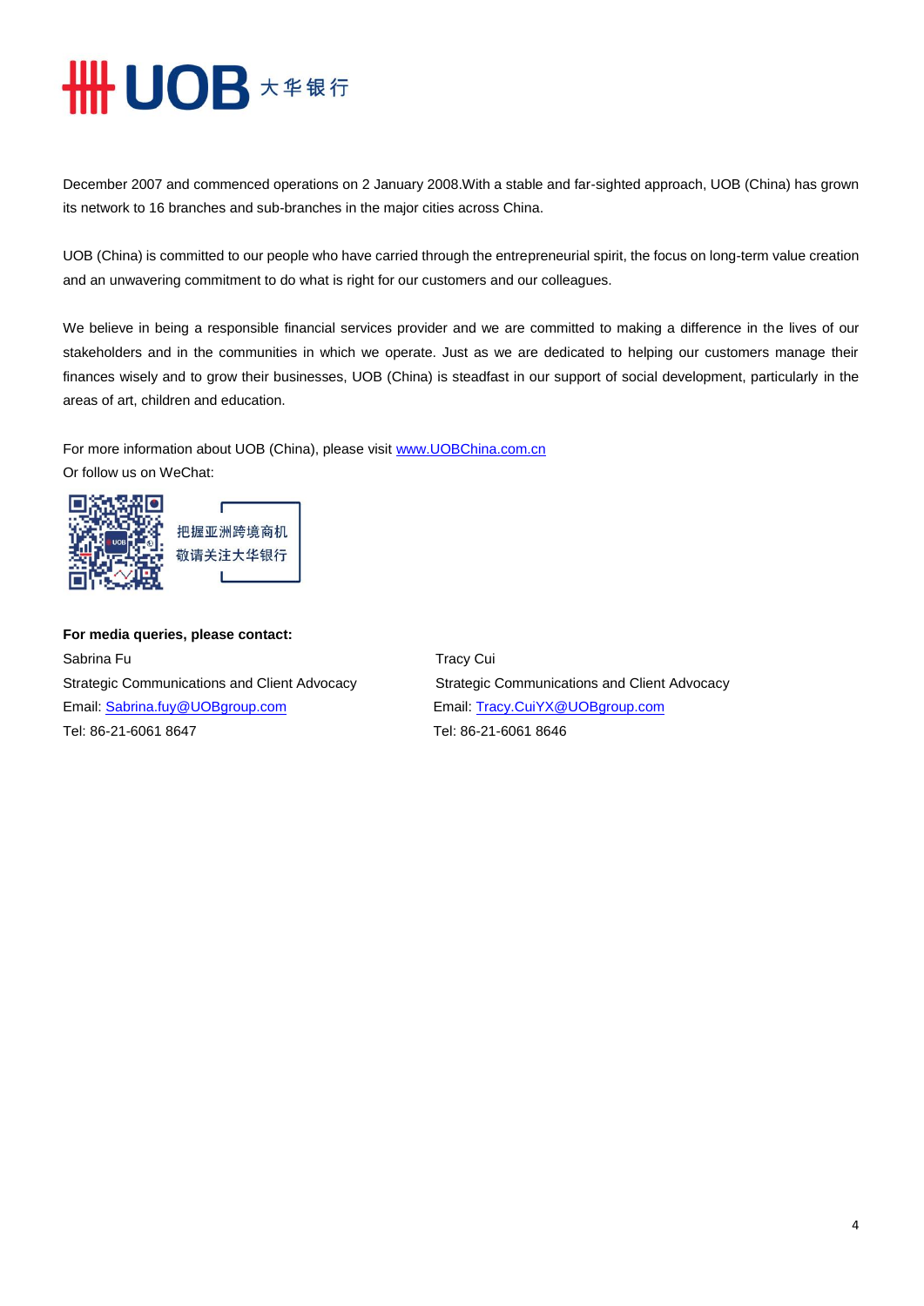December 2007 and commenced operations on 2 January 2008.With a stable and far-sighted approach, UOB (China) has grown its network to 16 branches and sub-branches in the major cities across China.

UOB (China) is committed to our people who have carried through the entrepreneurial spirit, the focus on long-term value creation and an unwavering commitment to do what is right for our customers and our colleagues.

We believe in being a responsible financial services provider and we are committed to making a difference in the lives of our stakeholders and in the communities in which we operate. Just as we are dedicated to helping our customers manage their finances wisely and to grow their businesses, UOB (China) is steadfast in our support of social development, particularly in the areas of art, children and education.

For more information about UOB (China), please visit [www.UOBChina.com.cn](http://www.UOBChina.com.cn)
Or follow us on WeChat:

把握亚洲跨境商机
敬请关注大华银行

**For media queries, please contact:**

Sabrina Fu
Strategic Communications and Client Advocacy
Email: Sabrina.fuy@UOBgroup.com
Tel: 86-21-6061 8647

Tracy Cui
Strategic Communications and Client Advocacy
Email: Tracy.CuiYX@UOBgroup.com
Tel: 86-21-6061 8646